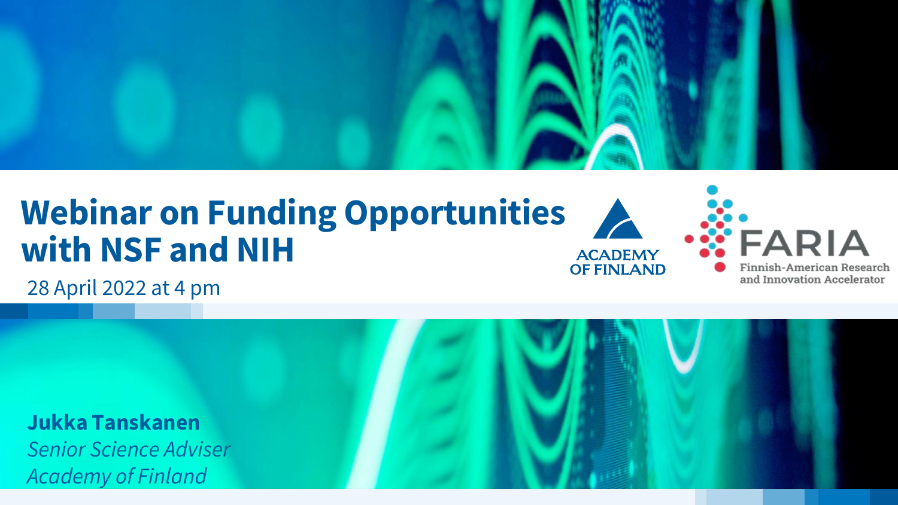# Webinar on Funding Opportunities with NSF and NIH

28 April 2022 at 4 pm

ACADEMY OF FINLAND

FARIA
Finnish-American Research and Innovation Accelerator

**Jukka Tanskanen**
*Senior Science Adviser*
*Academy of Finland*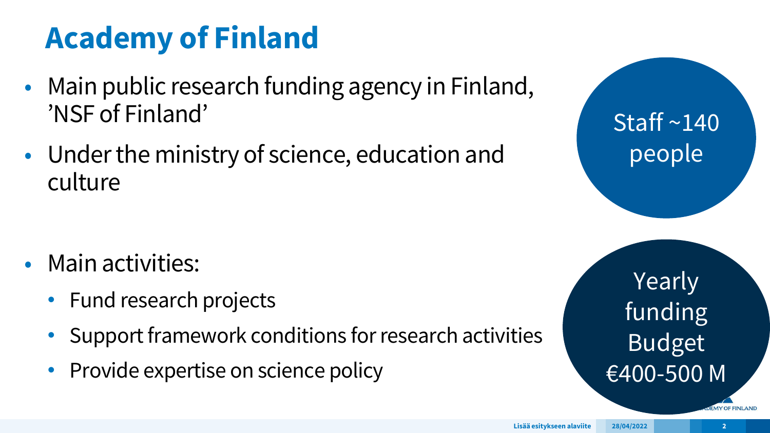# Academy of Finland

- Main public research funding agency in Finland, 'NSF of Finland'
- Under the ministry of science, education and culture

- Main activities:
  - Fund research projects
  - Support framework conditions for research activities
  - Provide expertise on science policy

Staff ~140 people

Yearly funding Budget €400-500 M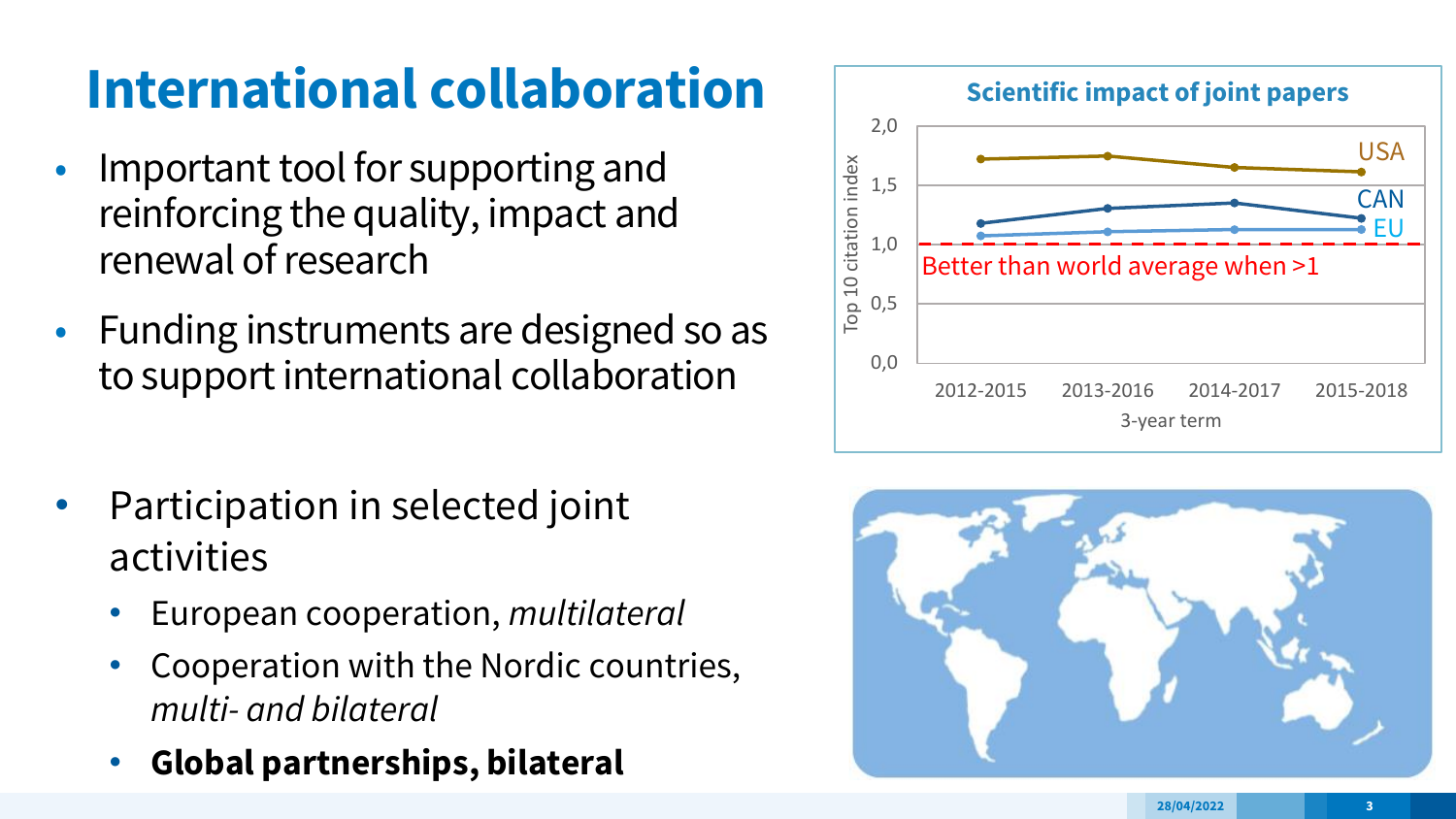# International collaboration

- Important tool for supporting and reinforcing the quality, impact and renewal of research
- Funding instruments are designed so as to support international collaboration

- Participation in selected joint activities
  - European cooperation, *multilateral*
  - Cooperation with the Nordic countries, *multi- and bilateral*
  - **Global partnerships, bilateral**

**Scientific impact of joint papers**

Top 10 citation index

| 3-year term | USA | CAN | EU |
|---|---|---|---|
| 2012-2015 | | | |
| 2013-2016 | | | |
| 2014-2017 | | | |
| 2015-2018 | | | |

Better than world average when >1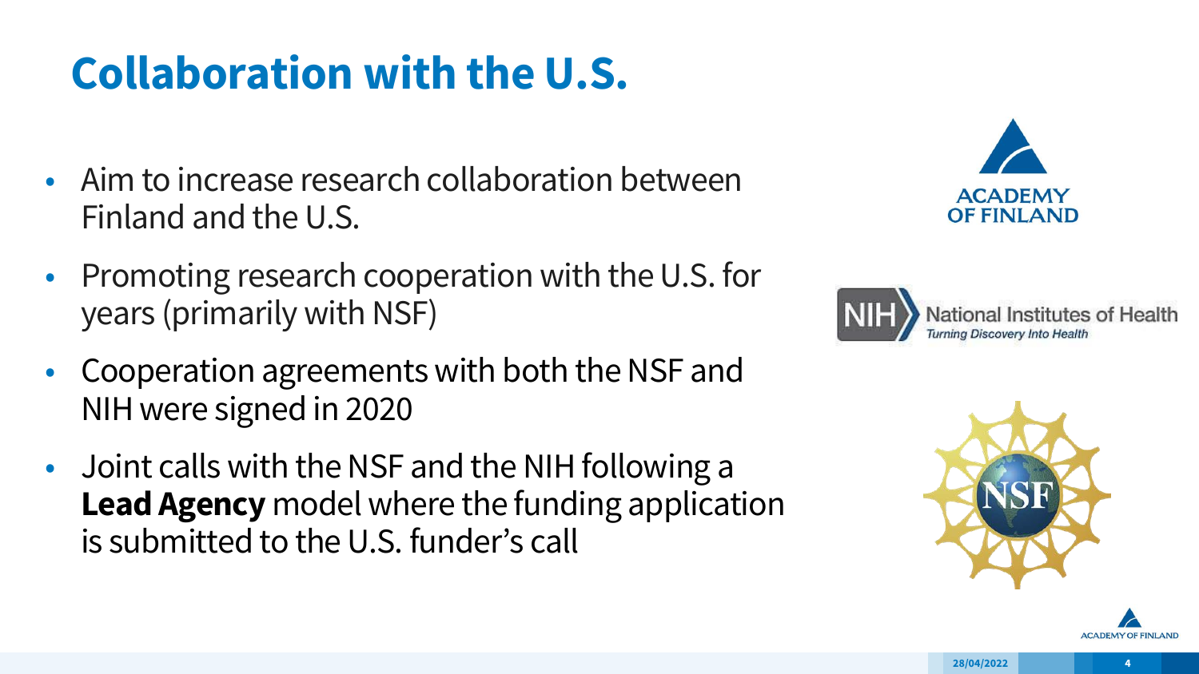# Collaboration with the U.S.

- Aim to increase research collaboration between Finland and the U.S.
- Promoting research cooperation with the U.S. for years (primarily with NSF)
- Cooperation agreements with both the NSF and NIH were signed in 2020
- Joint calls with the NSF and the NIH following a **Lead Agency** model where the funding application is submitted to the U.S. funder's call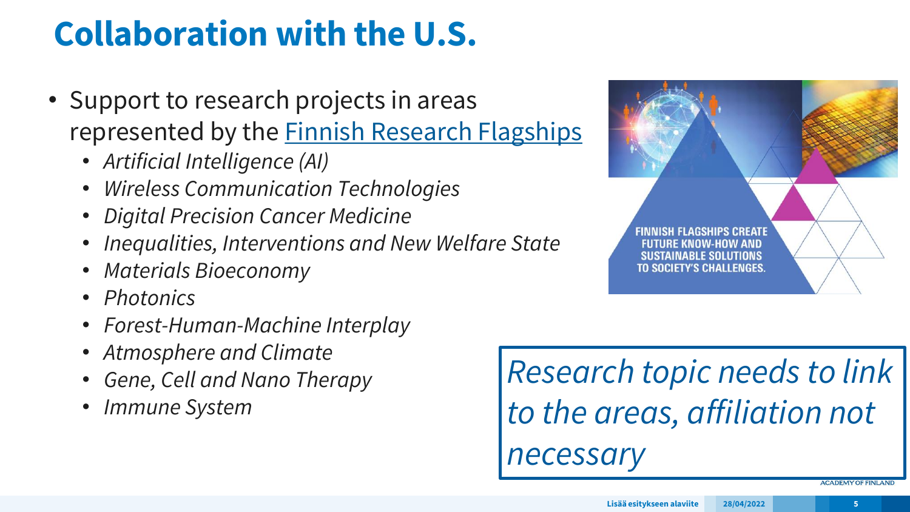# Collaboration with the U.S.

- Support to research projects in areas represented by the Finnish Research Flagships
  - *Artificial Intelligence (AI)*
  - *Wireless Communication Technologies*
  - *Digital Precision Cancer Medicine*
  - *Inequalities, Interventions and New Welfare State*
  - *Materials Bioeconomy*
  - *Photonics*
  - *Forest-Human-Machine Interplay*
  - *Atmosphere and Climate*
  - *Gene, Cell and Nano Therapy*
  - *Immune System*

FINNISH FLAGSHIPS CREATE FUTURE KNOW-HOW AND SUSTAINABLE SOLUTIONS TO SOCIETY'S CHALLENGES.

*Research topic needs to link to the areas, affiliation not necessary*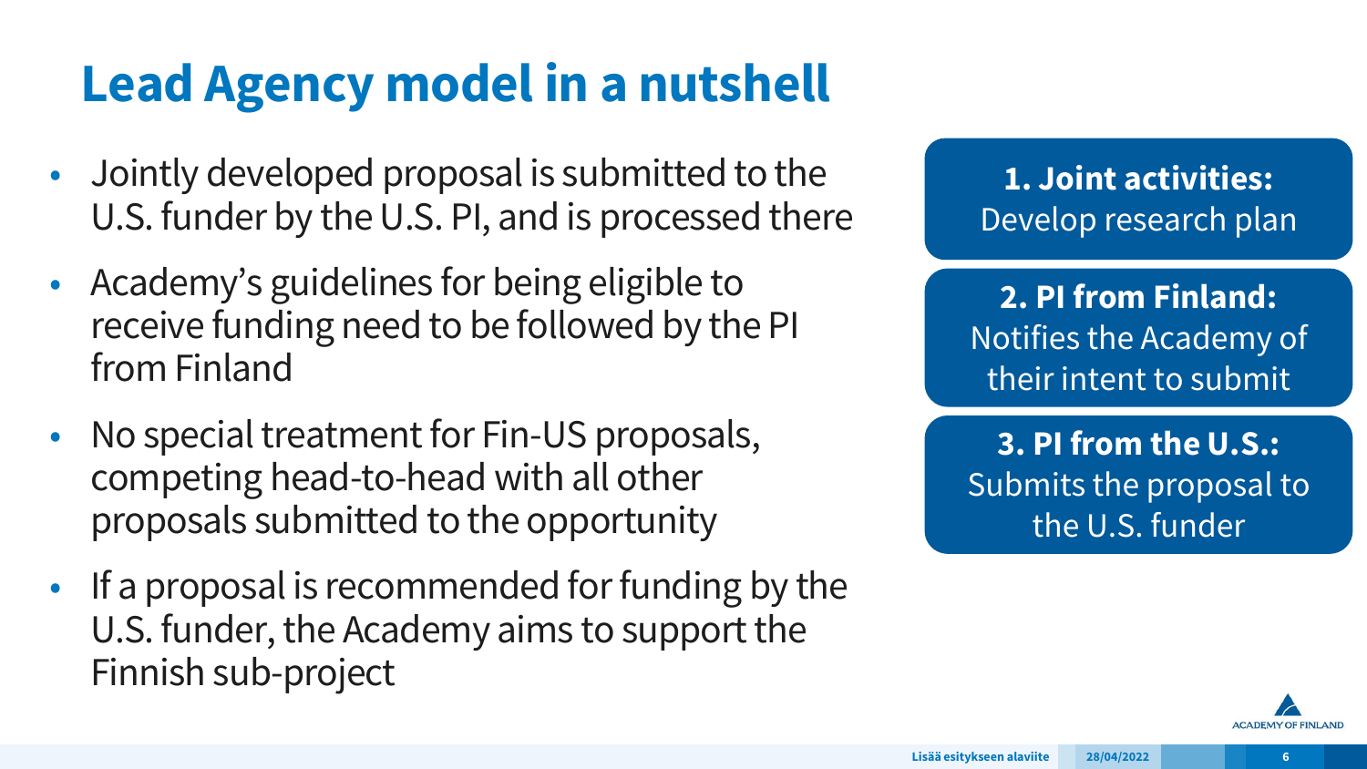# Lead Agency model in a nutshell

- Jointly developed proposal is submitted to the U.S. funder by the U.S. PI, and is processed there
- Academy's guidelines for being eligible to receive funding need to be followed by the PI from Finland
- No special treatment for Fin-US proposals, competing head-to-head with all other proposals submitted to the opportunity
- If a proposal is recommended for funding by the U.S. funder, the Academy aims to support the Finnish sub-project

**1. Joint activities:**
Develop research plan

**2. PI from Finland:**
Notifies the Academy of their intent to submit

**3. PI from the U.S.:**
Submits the proposal to the U.S. funder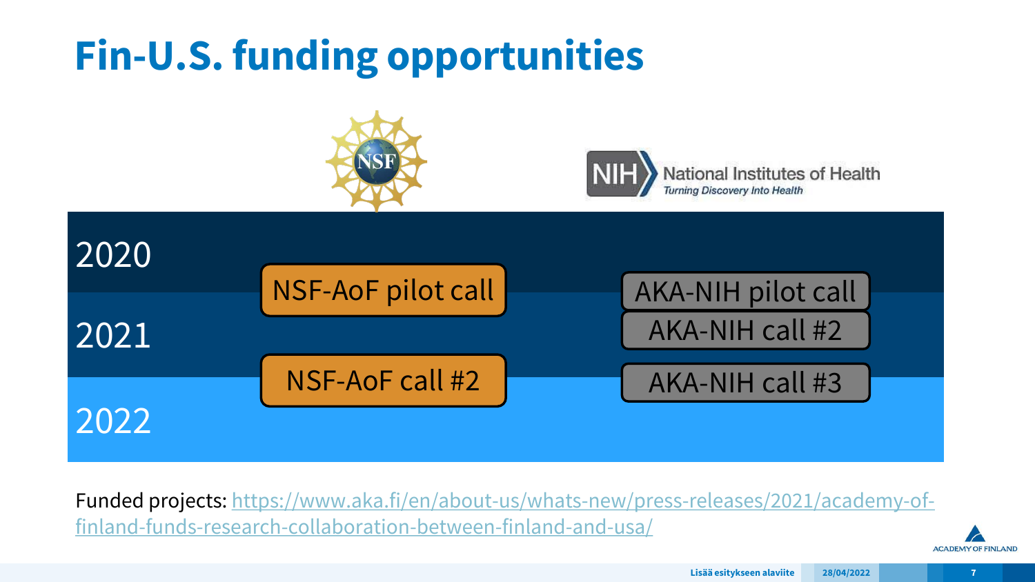# Fin-U.S. funding opportunities

| Year | NSF | NIH |
| --- | --- | --- |
| 2020 | NSF-AoF pilot call | AKA-NIH pilot call |
| 2021 | | AKA-NIH call #2 |
| 2022 | NSF-AoF call #2 | AKA-NIH call #3 |

Funded projects: https://www.aka.fi/en/about-us/whats-new/press-releases/2021/academy-of-finland-funds-research-collaboration-between-finland-and-usa/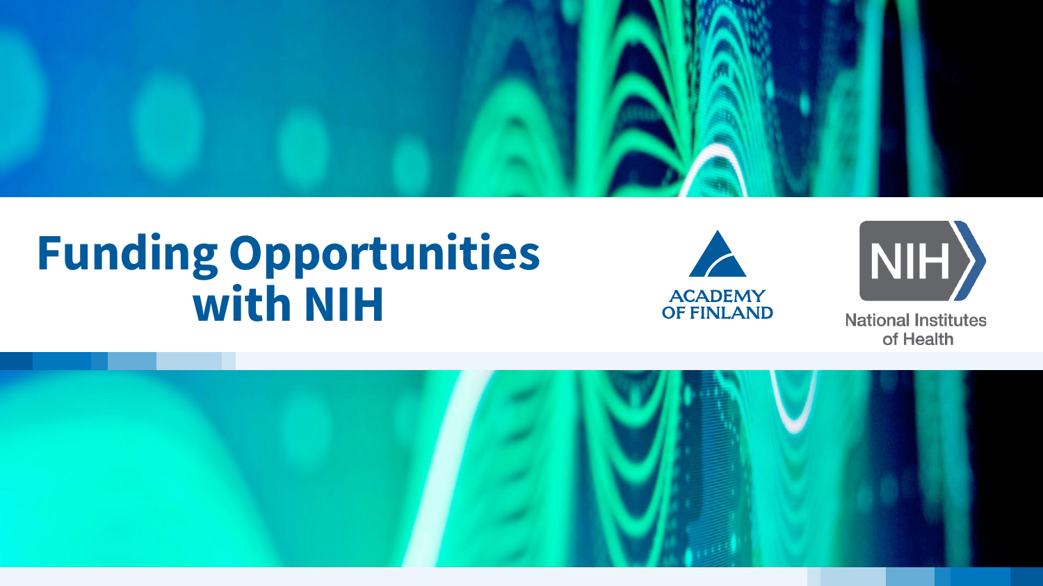# Funding Opportunities with NIH

ACADEMY OF FINLAND

NIH National Institutes of Health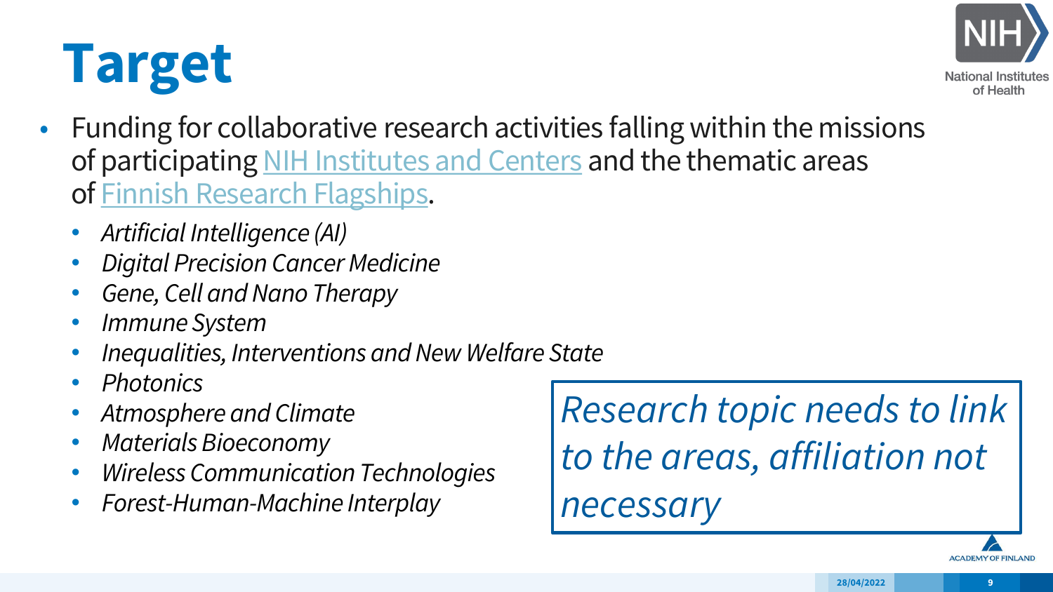# Target

- Funding for collaborative research activities falling within the missions of participating NIH Institutes and Centers and the thematic areas of Finnish Research Flagships.
  - *Artificial Intelligence (AI)*
  - *Digital Precision Cancer Medicine*
  - *Gene, Cell and Nano Therapy*
  - *Immune System*
  - *Inequalities, Interventions and New Welfare State*
  - *Photonics*
  - *Atmosphere and Climate*
  - *Materials Bioeconomy*
  - *Wireless Communication Technologies*
  - *Forest-Human-Machine Interplay*

*Research topic needs to link to the areas, affiliation not necessary*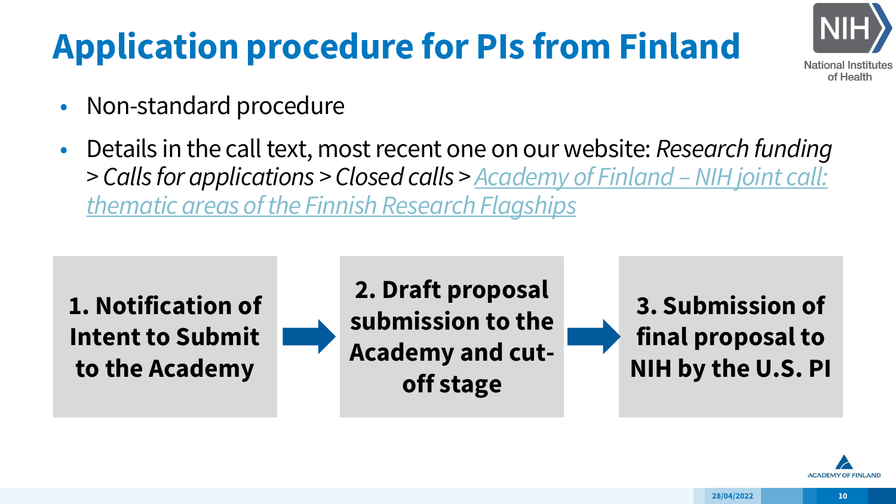# Application procedure for PIs from Finland

- Non-standard procedure
- Details in the call text, most recent one on our website: *Research funding > Calls for applications > Closed calls > Academy of Finland – NIH joint call: thematic areas of the Finnish Research Flagships*

**1. Notification of Intent to Submit to the Academy** → **2. Draft proposal submission to the Academy and cut-off stage** → **3. Submission of final proposal to NIH by the U.S. PI**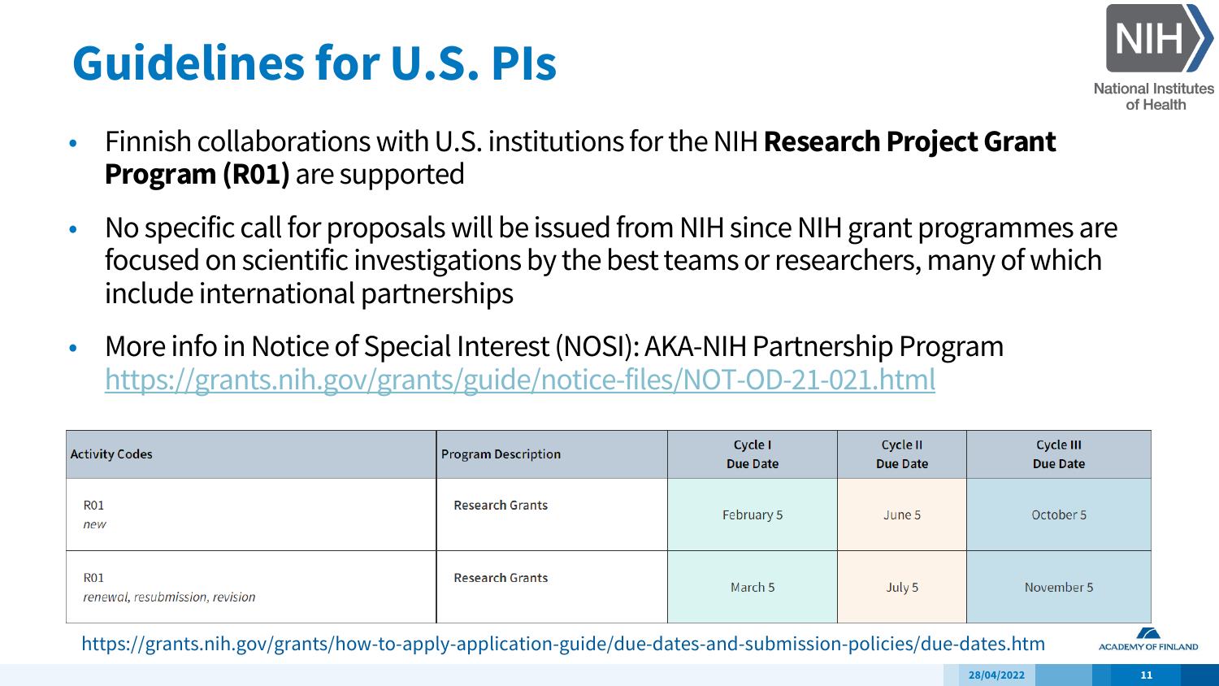# Guidelines for U.S. PIs

- Finnish collaborations with U.S. institutions for the NIH **Research Project Grant Program (R01)** are supported
- No specific call for proposals will be issued from NIH since NIH grant programmes are focused on scientific investigations by the best teams or researchers, many of which include international partnerships
- More info in Notice of Special Interest (NOSI): AKA-NIH Partnership Program https://grants.nih.gov/grants/guide/notice-files/NOT-OD-21-021.html

| Activity Codes | Program Description | Cycle I Due Date | Cycle II Due Date | Cycle III Due Date |
|---|---|---|---|---|
| R01 *new* | Research Grants | February 5 | June 5 | October 5 |
| R01 *renewal, resubmission, revision* | Research Grants | March 5 | July 5 | November 5 |

https://grants.nih.gov/grants/how-to-apply-application-guide/due-dates-and-submission-policies/due-dates.htm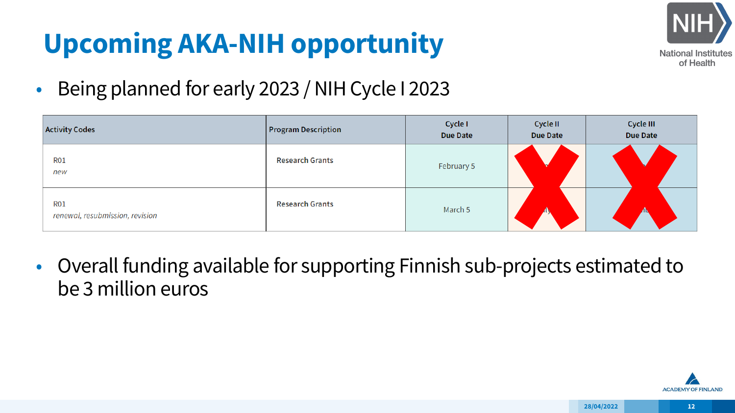# Upcoming AKA-NIH opportunity

- Being planned for early 2023 / NIH Cycle I 2023

| Activity Codes | Program Description | Cycle I Due Date | Cycle II Due Date | Cycle III Due Date |
|---|---|---|---|---|
| R01 *new* | Research Grants | February 5 | | |
| R01 *renewal, resubmission, revision* | Research Grants | March 5 | | |

- Overall funding available for supporting Finnish sub-projects estimated to be 3 million euros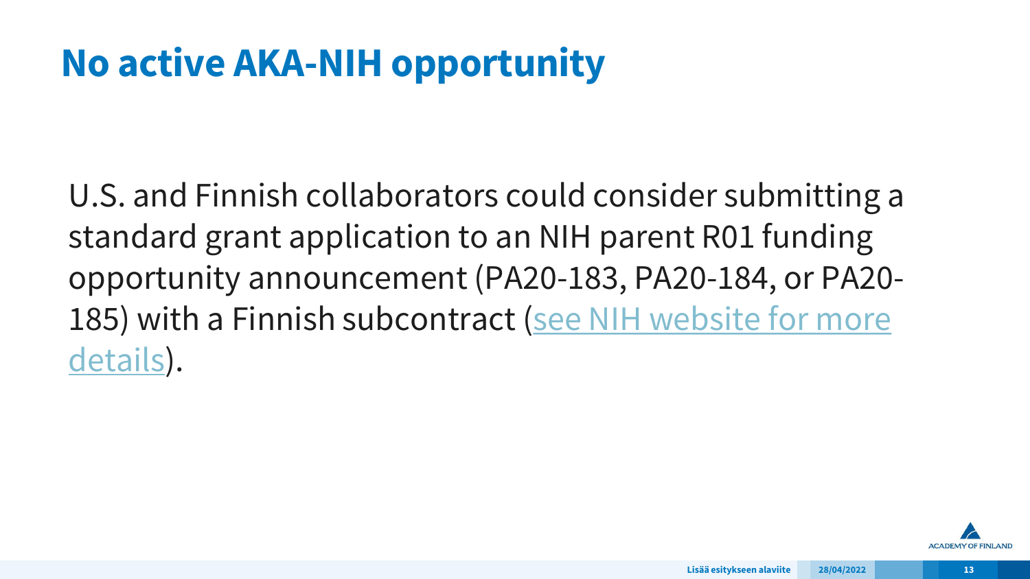# No active AKA-NIH opportunity

U.S. and Finnish collaborators could consider submitting a standard grant application to an NIH parent R01 funding opportunity announcement (PA20-183, PA20-184, or PA20-185) with a Finnish subcontract (see NIH website for more details).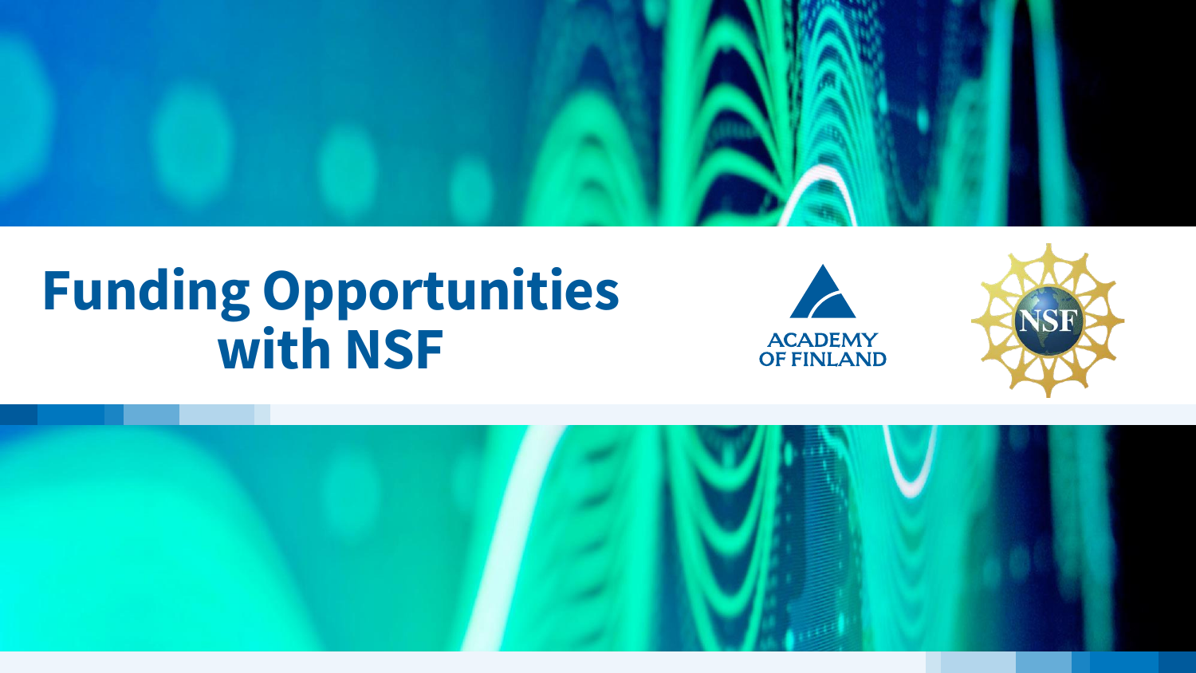# Funding Opportunities with NSF

ACADEMY OF FINLAND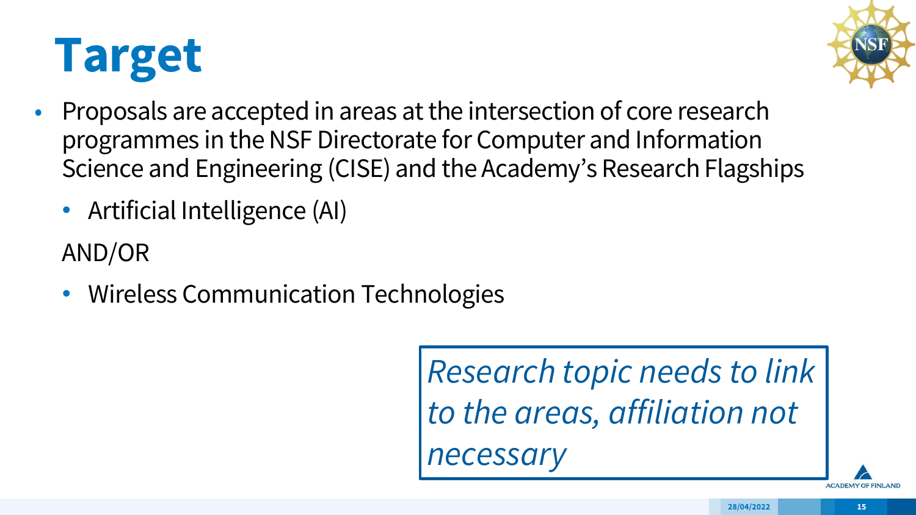# Target

- Proposals are accepted in areas at the intersection of core research programmes in the NSF Directorate for Computer and Information Science and Engineering (CISE) and the Academy's Research Flagships
  - Artificial Intelligence (AI)

  AND/OR

  - Wireless Communication Technologies

*Research topic needs to link to the areas, affiliation not necessary*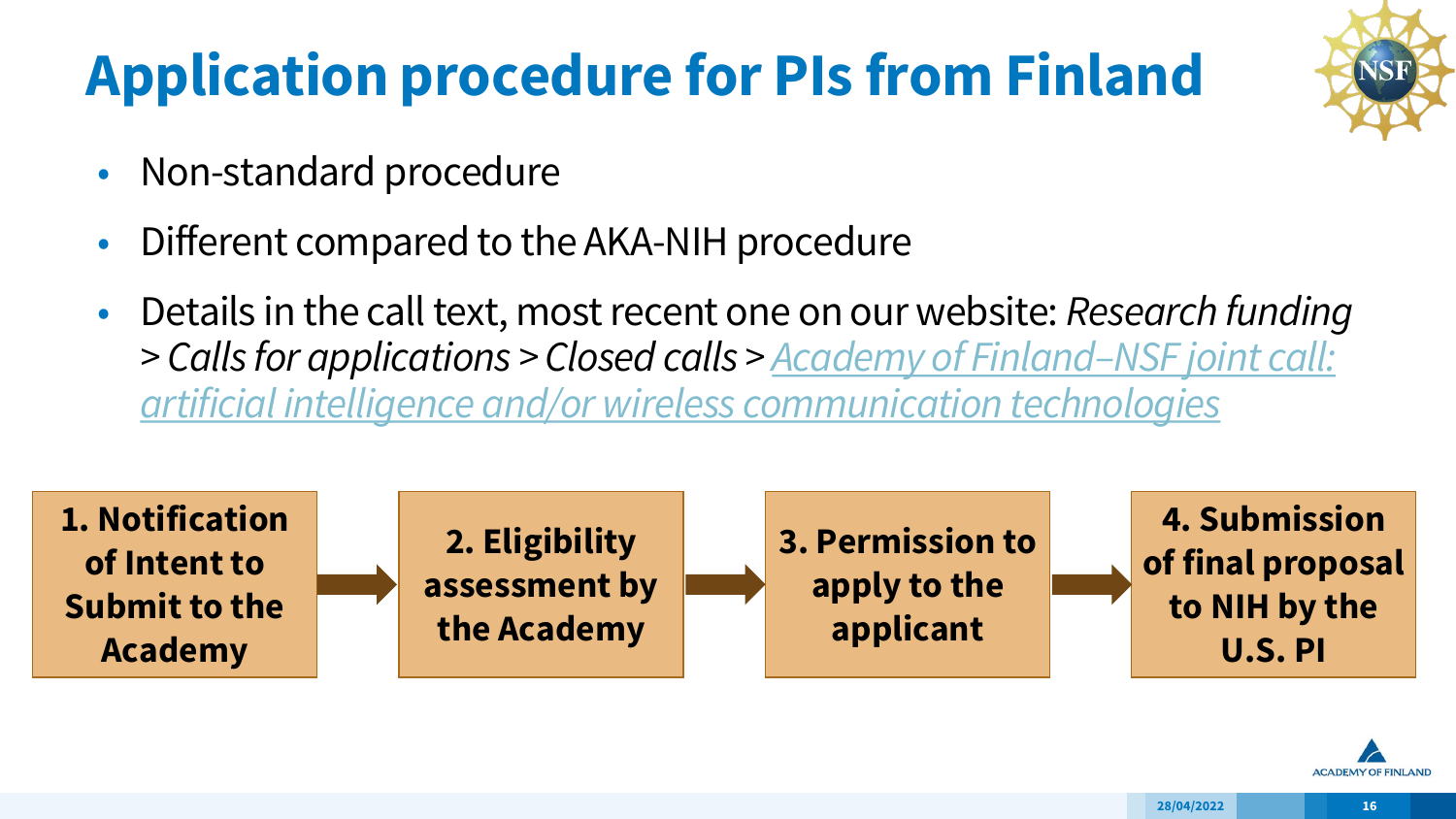# Application procedure for PIs from Finland

- Non-standard procedure
- Different compared to the AKA-NIH procedure
- Details in the call text, most recent one on our website: *Research funding > Calls for applications > Closed calls > Academy of Finland–NSF joint call: artificial intelligence and/or wireless communication technologies*

**1. Notification of Intent to Submit to the Academy** → **2. Eligibility assessment by the Academy** → **3. Permission to apply to the applicant** → **4. Submission of final proposal to NIH by the U.S. PI**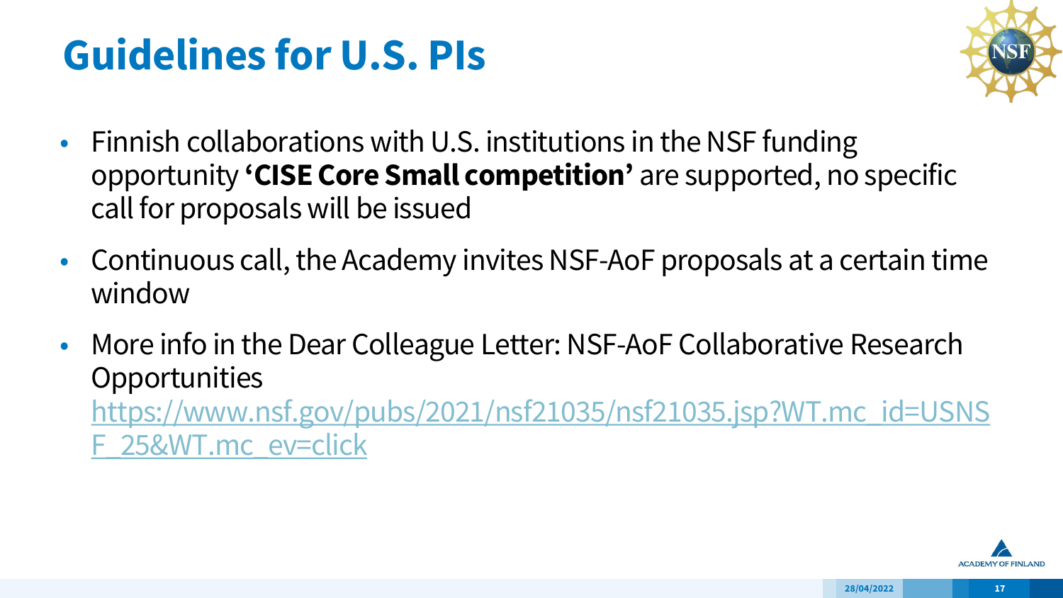# Guidelines for U.S. PIs

- Finnish collaborations with U.S. institutions in the NSF funding opportunity **'CISE Core Small competition'** are supported, no specific call for proposals will be issued
- Continuous call, the Academy invites NSF-AoF proposals at a certain time window
- More info in the Dear Colleague Letter: NSF-AoF Collaborative Research Opportunities https://www.nsf.gov/pubs/2021/nsf21035/nsf21035.jsp?WT.mc_id=USNSF_25&WT.mc_ev=click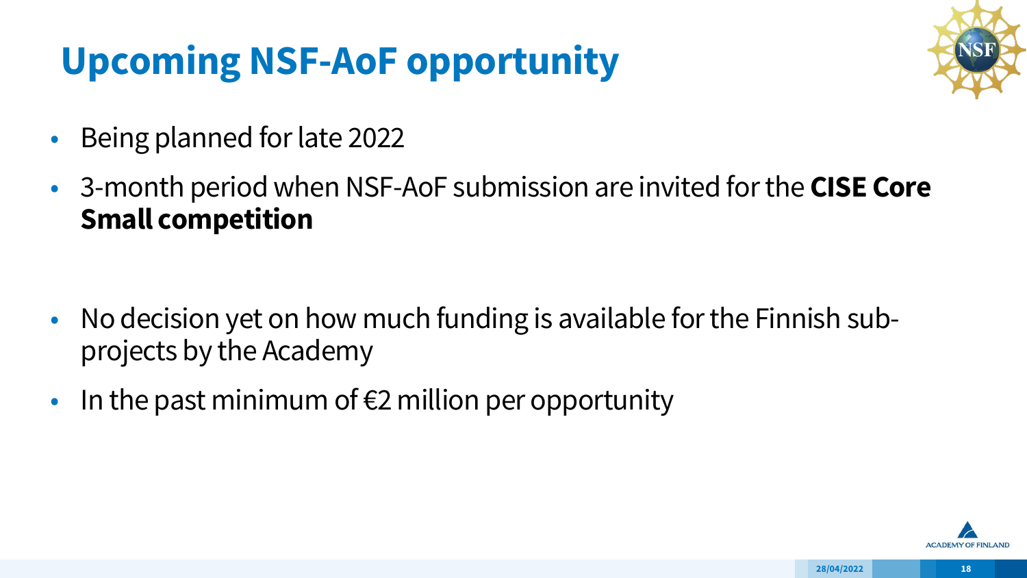# Upcoming NSF-AoF opportunity

- Being planned for late 2022
- 3-month period when NSF-AoF submission are invited for the **CISE Core Small competition**

- No decision yet on how much funding is available for the Finnish sub-projects by the Academy
- In the past minimum of €2 million per opportunity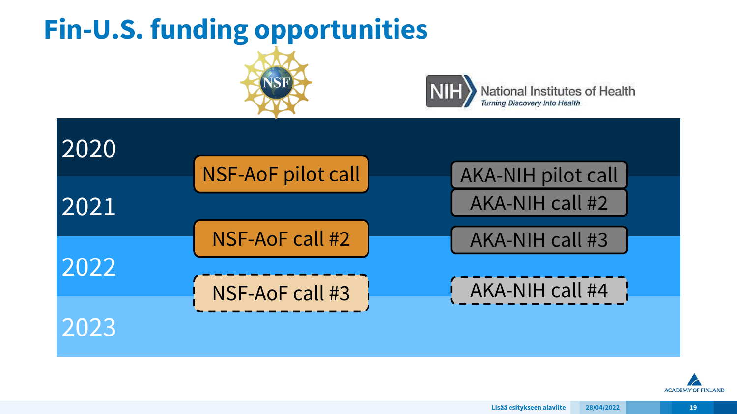# Fin-U.S. funding opportunities

NSF

NIH National Institutes of Health
*Turning Discovery Into Health*

2020

2021

2022

2023

NSF-AoF pilot call

NSF-AoF call #2

NSF-AoF call #3

AKA-NIH pilot call

AKA-NIH call #2

AKA-NIH call #3

AKA-NIH call #4